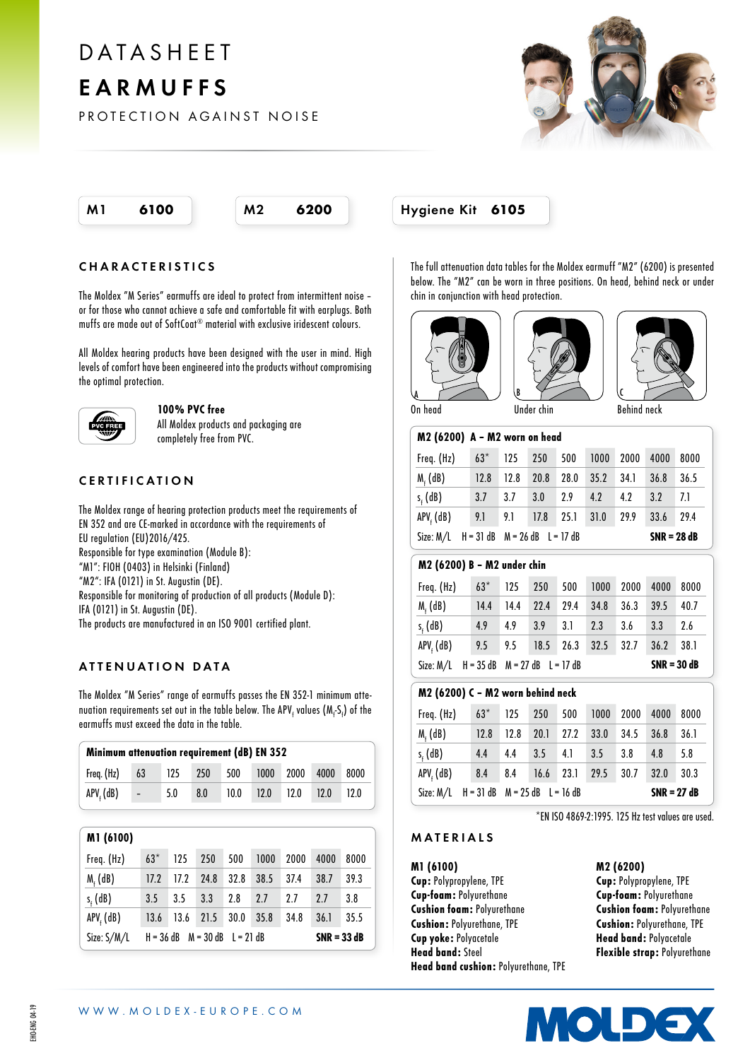# DATASHEET

# EARMUFFS

PROTECTION AGAINST NOISE

**M1 6100** | **M2 6200** | **Hygiene Kit 6105**

## CHARACTERISTICS

The Moldex "M Series" earmuffs are ideal to protect from intermittent noise – or for those who cannot achieve a safe and comfortable fit with earplugs. Both muffs are made out of SoftCoat® material with exclusive iridescent colours.

All Moldex hearing products have been designed with the user in mind. High levels of comfort have been engineered into the products without compromising the optimal protection.

**100% PVC free**
All Moldex products and packaging are completely free from PVC.

## CERTIFICATION

The Moldex range of hearing protection products meet the requirements of EN 352 and are CE-marked in accordance with the requirements of EU regulation (EU)2016/425.
Responsible for type examination (Module B):
"M1": FIOH (0403) in Helsinki (Finland)
"M2": IFA (0121) in St. Augustin (DE).
Responsible for monitoring of production of all products (Module D):
IFA (0121) in St. Augustin (DE).
The products are manufactured in an ISO 9001 certified plant.

## ATTENUATION DATA

The Moldex "M Series" range of earmuffs passes the EN 352-1 minimum attenuation requirements set out in the table below. The $APV_f$ values ($M_f$-$S_f$) of the earmuffs must exceed the data in the table.

**Minimum attenuation requirement (dB) EN 352**

| Freq. (Hz) | 63 | 125 | 250 | 500 | 1000 | 2000 | 4000 | 8000 |
|---|---|---|---|---|---|---|---|---|
| $APV_f$ (dB) | - | 5.0 | 8.0 | 10.0 | 12.0 | 12.0 | 12.0 | 12.0 |

**M1 (6100)**

| Freq. (Hz) | 63* | 125 | 250 | 500 | 1000 | 2000 | 4000 | 8000 |
|---|---|---|---|---|---|---|---|---|
| $M_f$ (dB) | 17.2 | 17.2 | 24.8 | 32.8 | 38.5 | 37.4 | 38.7 | 39.3 |
| $s_f$ (dB) | 3.5 | 3.5 | 3.3 | 2.8 | 2.7 | 2.7 | 2.7 | 3.8 |
| $APV_f$ (dB) | 13.6 | 13.6 | 21.5 | 30.0 | 35.8 | 34.8 | 36.1 | 35.5 |
| Size: S/M/L | H = 36 dB | M = 30 dB | L = 21 dB | | | | **SNR = 33 dB** | |

The full attenuation data tables for the Moldex earmuff "M2" (6200) is presented below. The "M2" can be worn in three positions. On head, behind neck or under chin in conjunction with head protection.

A On head — B Under chin — C Behind neck

**M2 (6200) A – M2 worn on head**

| Freq. (Hz) | 63* | 125 | 250 | 500 | 1000 | 2000 | 4000 | 8000 |
|---|---|---|---|---|---|---|---|---|
| $M_f$ (dB) | 12.8 | 12.8 | 20.8 | 28.0 | 35.2 | 34.1 | 36.8 | 36.5 |
| $s_f$ (dB) | 3.7 | 3.7 | 3.0 | 2.9 | 4.2 | 4.2 | 3.2 | 7.1 |
| $APV_f$ (dB) | 9.1 | 9.1 | 17.8 | 25.1 | 31.0 | 29.9 | 33.6 | 29.4 |
| Size: M/L | H = 31 dB | M = 26 dB | L = 17 dB | | | | **SNR = 28 dB** | |

**M2 (6200) B – M2 under chin**

| Freq. (Hz) | 63* | 125 | 250 | 500 | 1000 | 2000 | 4000 | 8000 |
|---|---|---|---|---|---|---|---|---|
| $M_f$ (dB) | 14.4 | 14.4 | 22.4 | 29.4 | 34.8 | 36.3 | 39.5 | 40.7 |
| $s_f$ (dB) | 4.9 | 4.9 | 3.9 | 3.1 | 2.3 | 3.6 | 3.3 | 2.6 |
| $APV_f$ (dB) | 9.5 | 9.5 | 18.5 | 26.3 | 32.5 | 32.7 | 36.2 | 38.1 |
| Size: M/L | H = 35 dB | M = 27 dB | L = 17 dB | | | | **SNR = 30 dB** | |

**M2 (6200) C – M2 worn behind neck**

| Freq. (Hz) | 63* | 125 | 250 | 500 | 1000 | 2000 | 4000 | 8000 |
|---|---|---|---|---|---|---|---|---|
| $M_f$ (dB) | 12.8 | 12.8 | 20.1 | 27.2 | 33.0 | 34.5 | 36.8 | 36.1 |
| $s_f$ (dB) | 4.4 | 4.4 | 3.5 | 4.1 | 3.5 | 3.8 | 4.8 | 5.8 |
| $APV_f$ (dB) | 8.4 | 8.4 | 16.6 | 23.1 | 29.5 | 30.7 | 32.0 | 30.3 |
| Size: M/L | H = 31 dB | M = 25 dB | L = 16 dB | | | | **SNR = 27 dB** | |

*EN ISO 4869-2:1995. 125 Hz test values are used.

## MATERIALS

**M1 (6100)**
**Cup:** Polypropylene, TPE
**Cup-foam:** Polyurethane
**Cushion foam:** Polyurethane
**Cushion:** Polyurethane, TPE
**Cup yoke:** Polyacetale
**Head band:** Steel
**Head band cushion:** Polyurethane, TPE

**M2 (6200)**
**Cup:** Polypropylene, TPE
**Cup-foam:** Polyurethane
**Cushion foam:** Polyurethane
**Cushion:** Polyurethane, TPE
**Head band:** Polyacetale
**Flexible strap:** Polyurethane

WWW.MOLDEX-EUROPE.COM

MOLDEX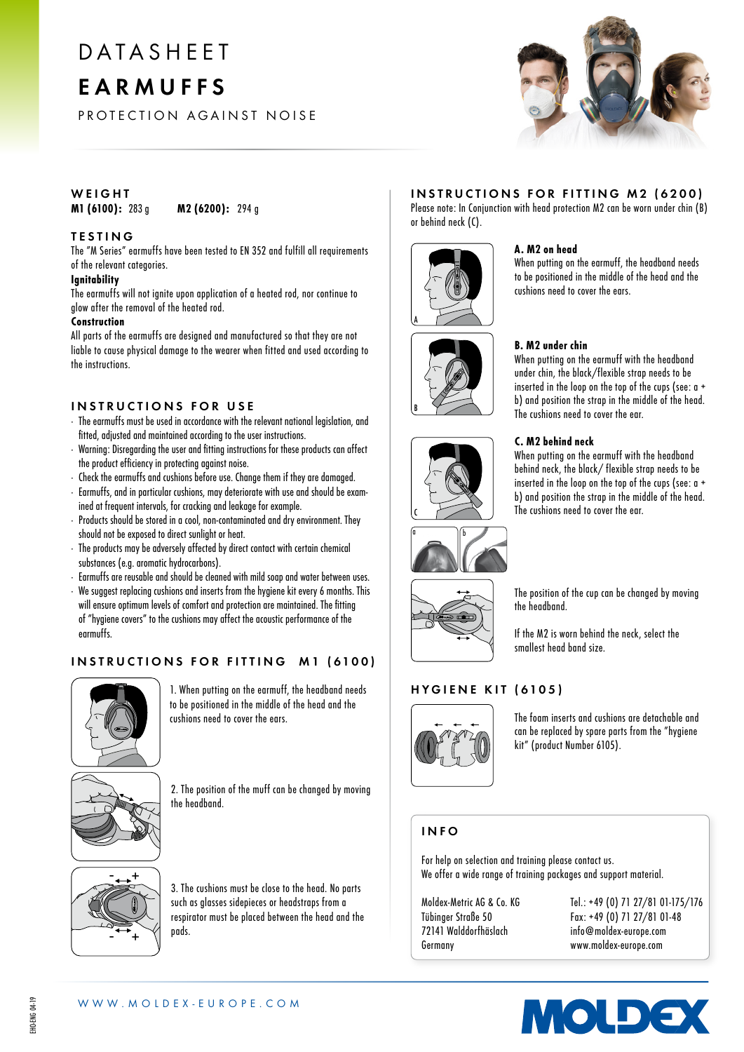# DATASHEET

# EARMUFFS

PROTECTION AGAINST NOISE

## WEIGHT

**M1 (6100):** 283 g **M2 (6200):** 294 g

## TESTING

The "M Series" earmuffs have been tested to EN 352 and fulfill all requirements of the relevant categories.

**Ignitability**

The earmuffs will not ignite upon application of a heated rod, nor continue to glow after the removal of the heated rod.

**Construction**

All parts of the earmuffs are designed and manufactured so that they are not liable to cause physical damage to the wearer when fitted and used according to the instructions.

## INSTRUCTIONS FOR USE

- The earmuffs must be used in accordance with the relevant national legislation, and fitted, adjusted and maintained according to the user instructions.
- Warning: Disregarding the user and fitting instructions for these products can affect the product efficiency in protecting against noise.
- Check the earmuffs and cushions before use. Change them if they are damaged.
- Earmuffs, and in particular cushions, may deteriorate with use and should be examined at frequent intervals, for cracking and leakage for example.
- Products should be stored in a cool, non-contaminated and dry environment. They should not be exposed to direct sunlight or heat.
- The products may be adversely affected by direct contact with certain chemical substances (e.g. aromatic hydrocarbons).
- Earmuffs are reusable and should be cleaned with mild soap and water between uses.
- We suggest replacing cushions and inserts from the hygiene kit every 6 months. This will ensure optimum levels of comfort and protection are maintained. The fitting of "hygiene covers" to the cushions may affect the acoustic performance of the earmuffs.

## INSTRUCTIONS FOR FITTING M1 (6100)

1. When putting on the earmuff, the headband needs to be positioned in the middle of the head and the cushions need to cover the ears.

2. The position of the muff can be changed by moving the headband.

3. The cushions must be close to the head. No parts such as glasses sidepieces or headstraps from a respirator must be placed between the head and the pads.

## INSTRUCTIONS FOR FITTING M2 (6200)

Please note: In Conjunction with head protection M2 can be worn under chin (B) or behind neck (C).

**A. M2 on head**

When putting on the earmuff, the headband needs to be positioned in the middle of the head and the cushions need to cover the ears.

**B. M2 under chin**

When putting on the earmuff with the headband under chin, the black/flexible strap needs to be inserted in the loop on the top of the cups (see: a + b) and position the strap in the middle of the head. The cushions need to cover the ear.

**C. M2 behind neck**

When putting on the earmuff with the headband behind neck, the black/ flexible strap needs to be inserted in the loop on the top of the cups (see: a + b) and position the strap in the middle of the head. The cushions need to cover the ear.

The position of the cup can be changed by moving the headband.

If the M2 is worn behind the neck, select the smallest head band size.

## HYGIENE KIT (6105)

The foam inserts and cushions are detachable and can be replaced by spare parts from the "hygiene kit" (product Number 6105).

## INFO

For help on selection and training please contact us.
We offer a wide range of training packages and support material.

Moldex-Metric AG & Co. KG
Tübinger Straße 50
72141 Walddorfhäslach
Germany

Tel.: +49 (0) 71 27/81 01-175/176
Fax: +49 (0) 71 27/81 01-48
info@moldex-europe.com
www.moldex-europe.com

WWW.MOLDEX-EUROPE.COM

EHO-ENG 04-19